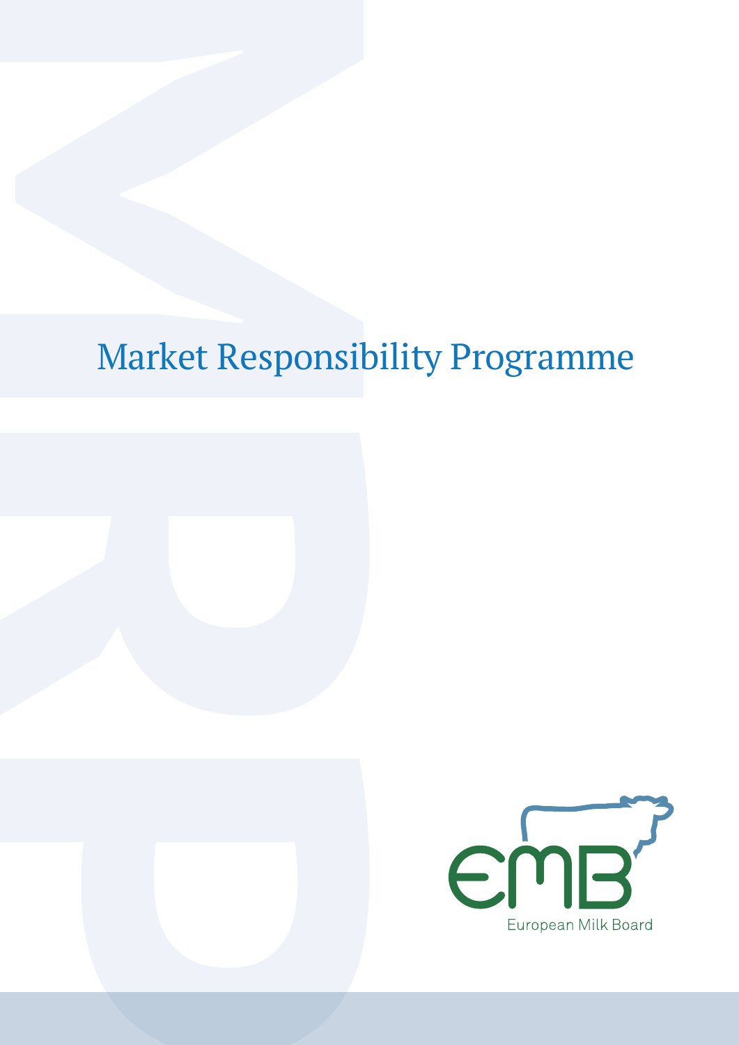# Market Responsibility Programme

European Milk Board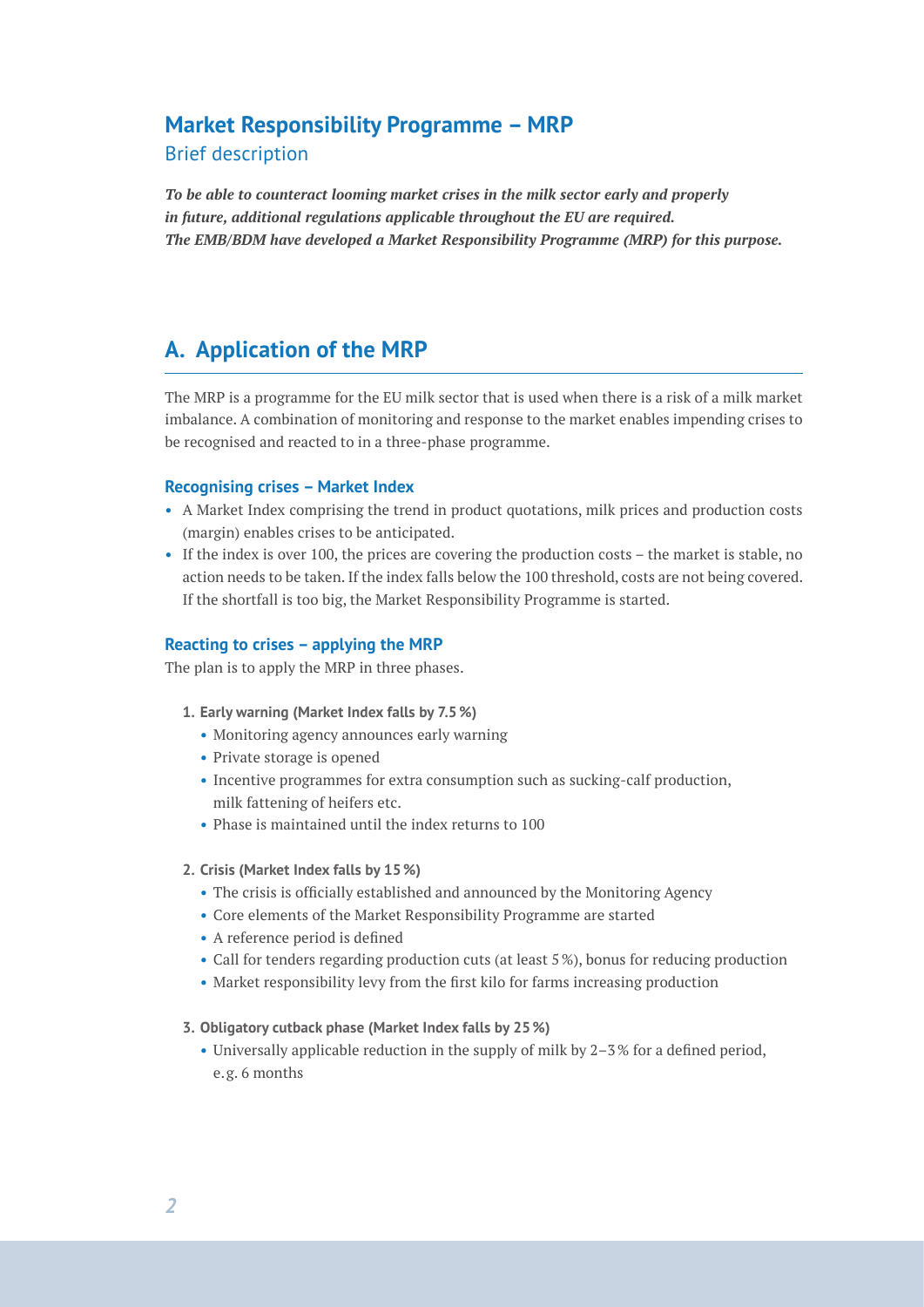# Market Responsibility Programme – MRP

Brief description

***To be able to counteract looming market crises in the milk sector early and properly in future, additional regulations applicable throughout the EU are required. The EMB/BDM have developed a Market Responsibility Programme (MRP) for this purpose.***

## A. Application of the MRP

The MRP is a programme for the EU milk sector that is used when there is a risk of a milk market imbalance. A combination of monitoring and response to the market enables impending crises to be recognised and reacted to in a three-phase programme.

### Recognising crises – Market Index

- A Market Index comprising the trend in product quotations, milk prices and production costs (margin) enables crises to be anticipated.
- If the index is over 100, the prices are covering the production costs – the market is stable, no action needs to be taken. If the index falls below the 100 threshold, costs are not being covered. If the shortfall is too big, the Market Responsibility Programme is started.

### Reacting to crises – applying the MRP

The plan is to apply the MRP in three phases.

1. **Early warning (Market Index falls by 7.5 %)**
   - Monitoring agency announces early warning
   - Private storage is opened
   - Incentive programmes for extra consumption such as sucking-calf production, milk fattening of heifers etc.
   - Phase is maintained until the index returns to 100

2. **Crisis (Market Index falls by 15 %)**
   - The crisis is officially established and announced by the Monitoring Agency
   - Core elements of the Market Responsibility Programme are started
   - A reference period is defined
   - Call for tenders regarding production cuts (at least 5 %), bonus for reducing production
   - Market responsibility levy from the first kilo for farms increasing production

3. **Obligatory cutback phase (Market Index falls by 25 %)**
   - Universally applicable reduction in the supply of milk by 2–3 % for a defined period, e.g. 6 months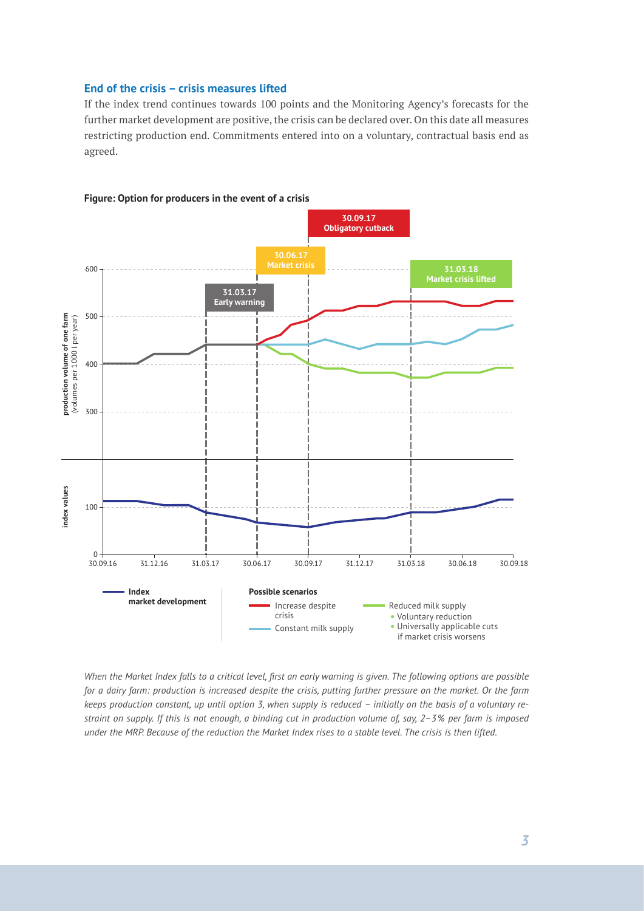### End of the crisis – crisis measures lifted

If the index trend continues towards 100 points and the Monitoring Agency's forecasts for the further market development are positive, the crisis can be declared over. On this date all measures restricting production end. Commitments entered into on a voluntary, contractual basis end as agreed.

**Figure: Option for producers in the event of a crisis**

*When the Market Index falls to a critical level, first an early warning is given. The following options are possible for a dairy farm: production is increased despite the crisis, putting further pressure on the market. Or the farm keeps production constant, up until option 3, when supply is reduced – initially on the basis of a voluntary restraint on supply. If this is not enough, a binding cut in production volume of, say, 2–3% per farm is imposed under the MRP. Because of the reduction the Market Index rises to a stable level. The crisis is then lifted.*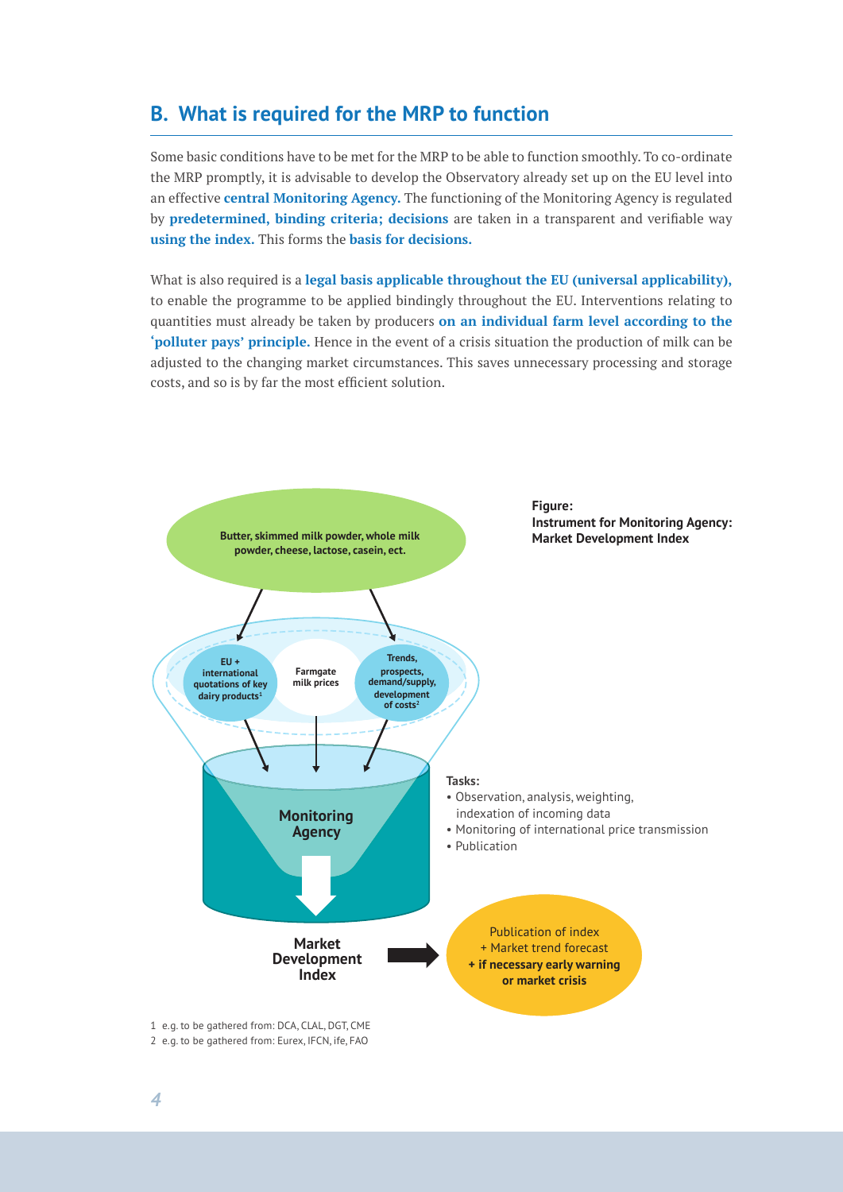## B. What is required for the MRP to function

Some basic conditions have to be met for the MRP to be able to function smoothly. To co-ordinate the MRP promptly, it is advisable to develop the Observatory already set up on the EU level into an effective **central Monitoring Agency.** The functioning of the Monitoring Agency is regulated by **predetermined, binding criteria; decisions** are taken in a transparent and verifiable way **using the index.** This forms the **basis for decisions.**

What is also required is a **legal basis applicable throughout the EU (universal applicability),** to enable the programme to be applied bindingly throughout the EU. Interventions relating to quantities must already be taken by producers **on an individual farm level according to the 'polluter pays' principle.** Hence in the event of a crisis situation the production of milk can be adjusted to the changing market circumstances. This saves unnecessary processing and storage costs, and so is by far the most efficient solution.

**Figure:**
**Instrument for Monitoring Agency: Market Development Index**

**Butter, skimmed milk powder, whole milk powder, cheese, lactose, casein, ect.**

**EU + international quotations of key dairy products[1]**

**Farmgate milk prices**

**Trends, prospects, demand/supply, development of costs[2]**

**Monitoring Agency**

**Tasks:**
- Observation, analysis, weighting, indexation of incoming data
- Monitoring of international price transmission
- Publication

**Market Development Index**

Publication of index
+ Market trend forecast
**+ if necessary early warning or market crisis**

1 e.g. to be gathered from: DCA, CLAL, DGT, CME
2 e.g. to be gathered from: Eurex, IFCN, ife, FAO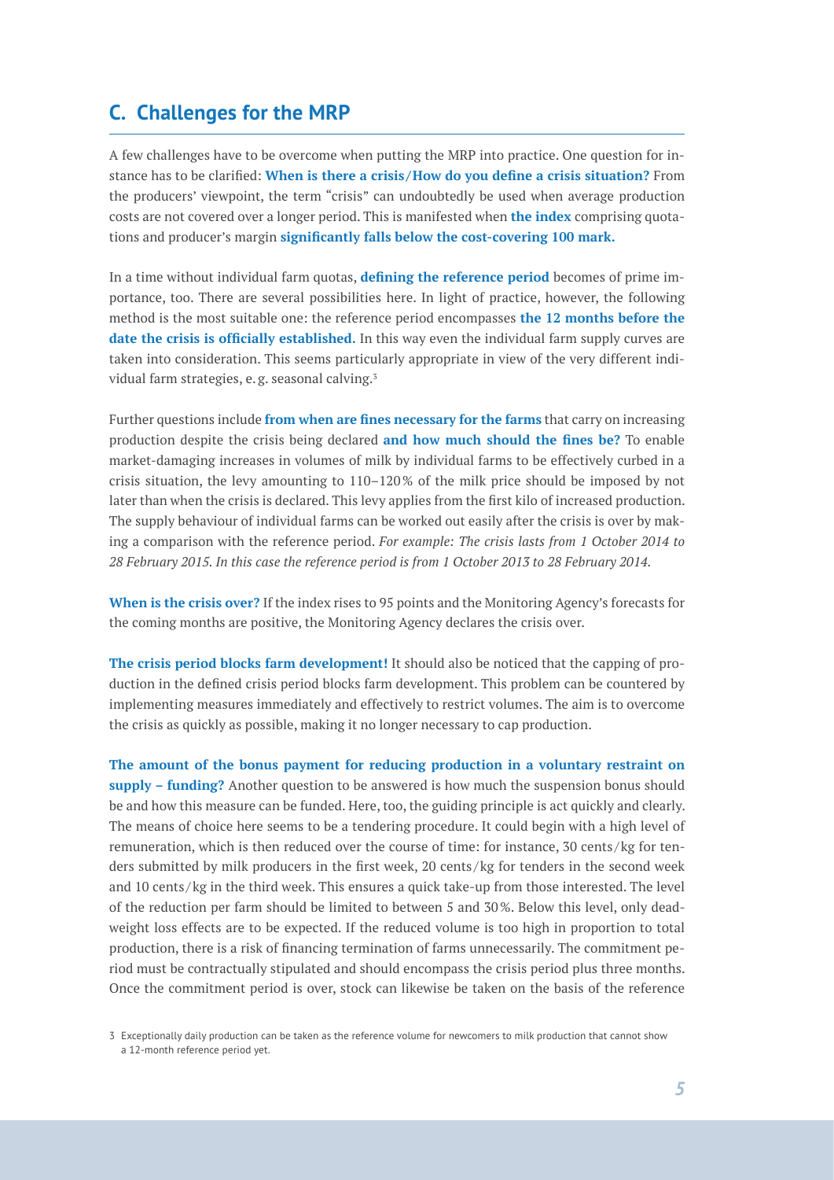## C. Challenges for the MRP

A few challenges have to be overcome when putting the MRP into practice. One question for instance has to be clarified: **When is there a crisis/How do you define a crisis situation?** From the producers' viewpoint, the term "crisis" can undoubtedly be used when average production costs are not covered over a longer period. This is manifested when **the index** comprising quotations and producer's margin **significantly falls below the cost-covering 100 mark.**

In a time without individual farm quotas, **defining the reference period** becomes of prime importance, too. There are several possibilities here. In light of practice, however, the following method is the most suitable one: the reference period encompasses **the 12 months before the date the crisis is officially established.** In this way even the individual farm supply curves are taken into consideration. This seems particularly appropriate in view of the very different individual farm strategies, e.g. seasonal calving.[3]

Further questions include **from when are fines necessary for the farms** that carry on increasing production despite the crisis being declared **and how much should the fines be?** To enable market-damaging increases in volumes of milk by individual farms to be effectively curbed in a crisis situation, the levy amounting to 110–120% of the milk price should be imposed by not later than when the crisis is declared. This levy applies from the first kilo of increased production. The supply behaviour of individual farms can be worked out easily after the crisis is over by making a comparison with the reference period. *For example: The crisis lasts from 1 October 2014 to 28 February 2015. In this case the reference period is from 1 October 2013 to 28 February 2014.*

**When is the crisis over?** If the index rises to 95 points and the Monitoring Agency's forecasts for the coming months are positive, the Monitoring Agency declares the crisis over.

**The crisis period blocks farm development!** It should also be noticed that the capping of production in the defined crisis period blocks farm development. This problem can be countered by implementing measures immediately and effectively to restrict volumes. The aim is to overcome the crisis as quickly as possible, making it no longer necessary to cap production.

**The amount of the bonus payment for reducing production in a voluntary restraint on supply – funding?** Another question to be answered is how much the suspension bonus should be and how this measure can be funded. Here, too, the guiding principle is act quickly and clearly. The means of choice here seems to be a tendering procedure. It could begin with a high level of remuneration, which is then reduced over the course of time: for instance, 30 cents/kg for tenders submitted by milk producers in the first week, 20 cents/kg for tenders in the second week and 10 cents/kg in the third week. This ensures a quick take-up from those interested. The level of the reduction per farm should be limited to between 5 and 30%. Below this level, only deadweight loss effects are to be expected. If the reduced volume is too high in proportion to total production, there is a risk of financing termination of farms unnecessarily. The commitment period must be contractually stipulated and should encompass the crisis period plus three months. Once the commitment period is over, stock can likewise be taken on the basis of the reference

---

3 Exceptionally daily production can be taken as the reference volume for newcomers to milk production that cannot show a 12-month reference period yet.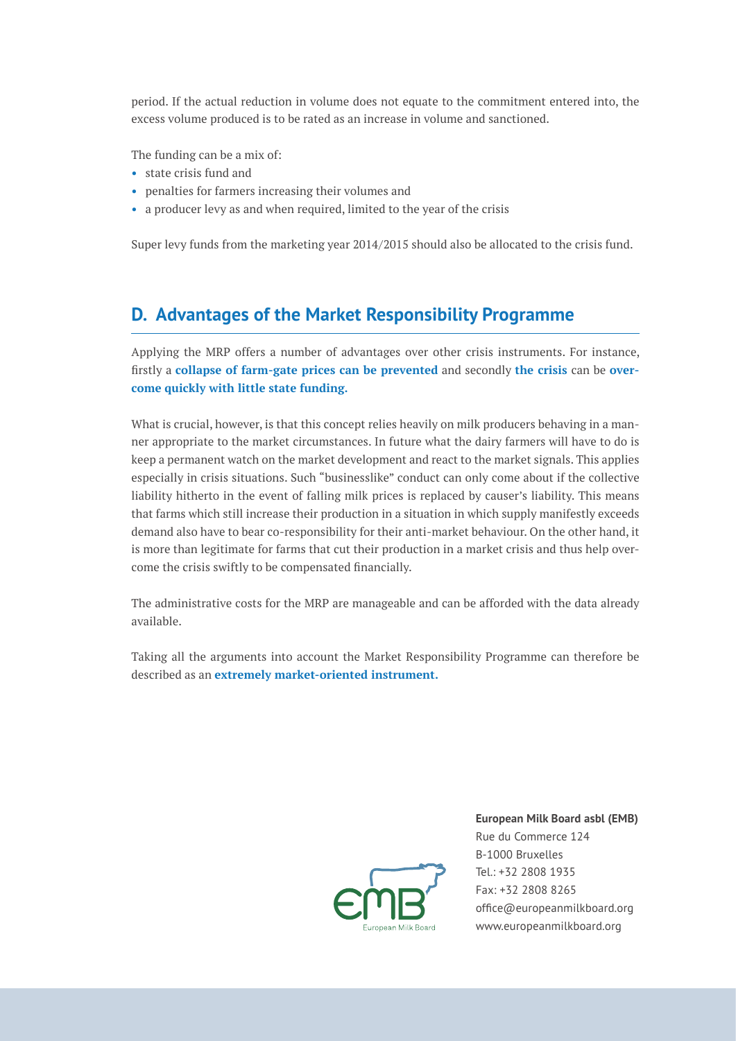period. If the actual reduction in volume does not equate to the commitment entered into, the excess volume produced is to be rated as an increase in volume and sanctioned.

The funding can be a mix of:

- state crisis fund and
- penalties for farmers increasing their volumes and
- a producer levy as and when required, limited to the year of the crisis

Super levy funds from the marketing year 2014/2015 should also be allocated to the crisis fund.

## D. Advantages of the Market Responsibility Programme

Applying the MRP offers a number of advantages over other crisis instruments. For instance, firstly a **collapse of farm-gate prices can be prevented** and secondly **the crisis** can be **overcome quickly with little state funding.**

What is crucial, however, is that this concept relies heavily on milk producers behaving in a manner appropriate to the market circumstances. In future what the dairy farmers will have to do is keep a permanent watch on the market development and react to the market signals. This applies especially in crisis situations. Such "businesslike" conduct can only come about if the collective liability hitherto in the event of falling milk prices is replaced by causer's liability. This means that farms which still increase their production in a situation in which supply manifestly exceeds demand also have to bear co-responsibility for their anti-market behaviour. On the other hand, it is more than legitimate for farms that cut their production in a market crisis and thus help overcome the crisis swiftly to be compensated financially.

The administrative costs for the MRP are manageable and can be afforded with the data already available.

Taking all the arguments into account the Market Responsibility Programme can therefore be described as an **extremely market-oriented instrument.**

EMB European Milk Board

**European Milk Board asbl (EMB)**
Rue du Commerce 124
B-1000 Bruxelles
Tel.: +32 2808 1935
Fax: +32 2808 8265
office@europeanmilkboard.org
www.europeanmilkboard.org